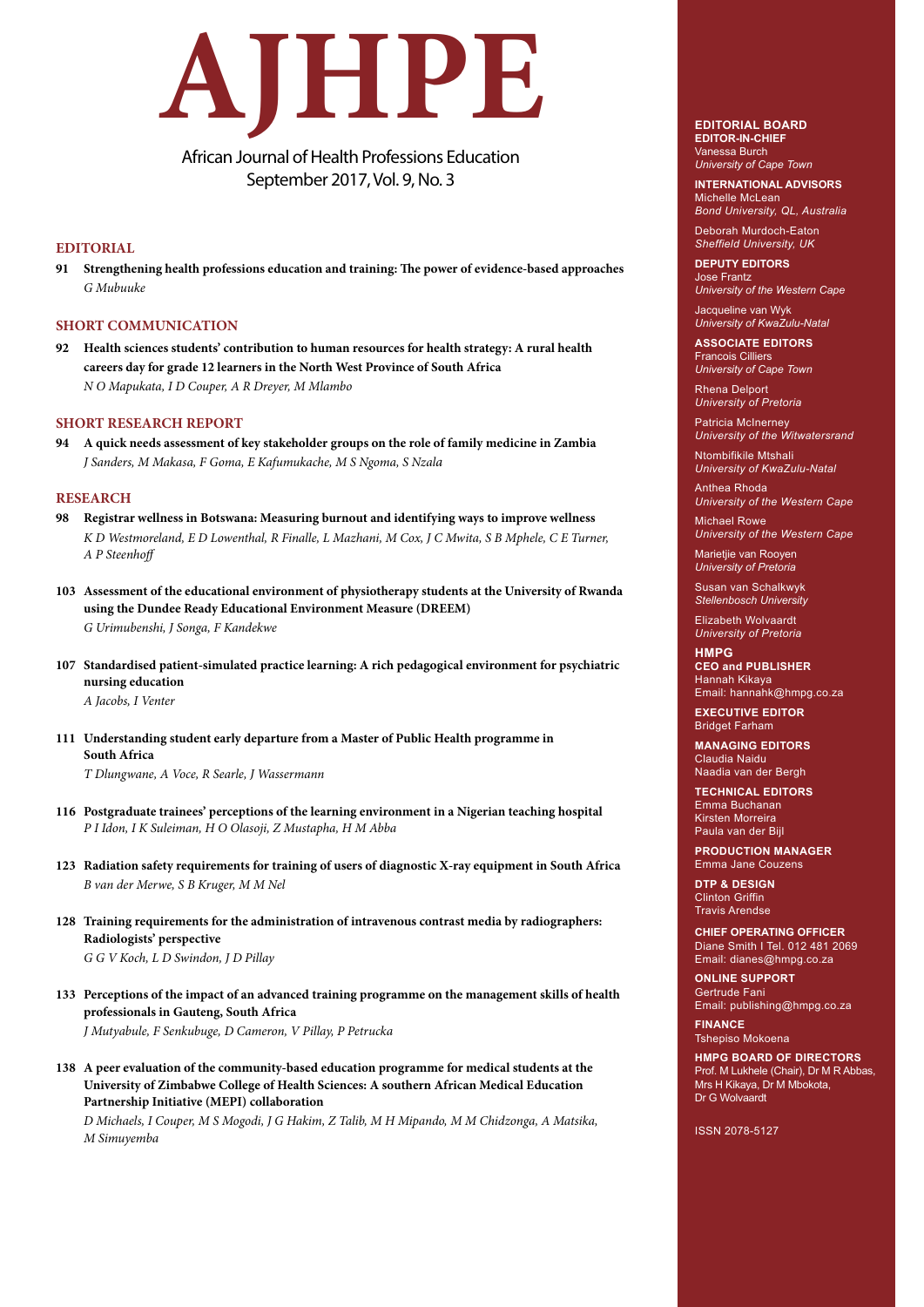# AJHPE

African Journal of Health Professions Education
September 2017, Vol. 9, No. 3

## EDITORIAL

**91 Strengthening health professions education and training: The power of evidence-based approaches**
*G Mubuuke*

## SHORT COMMUNICATION

**92 Health sciences students' contribution to human resources for health strategy: A rural health careers day for grade 12 learners in the North West Province of South Africa**
*N O Mapukata, I D Couper, A R Dreyer, M Mlambo*

## SHORT RESEARCH REPORT

**94 A quick needs assessment of key stakeholder groups on the role of family medicine in Zambia**
*J Sanders, M Makasa, F Goma, E Kafumukache, M S Ngoma, S Nzala*

## RESEARCH

**98 Registrar wellness in Botswana: Measuring burnout and identifying ways to improve wellness**
*K D Westmoreland, E D Lowenthal, R Finalle, L Mazhani, M Cox, J C Mwita, S B Mphele, C E Turner, A P Steenhoff*

**103 Assessment of the educational environment of physiotherapy students at the University of Rwanda using the Dundee Ready Educational Environment Measure (DREEM)**
*G Urimubenshi, J Songa, F Kandekwe*

**107 Standardised patient-simulated practice learning: A rich pedagogical environment for psychiatric nursing education**
*A Jacobs, I Venter*

**111 Understanding student early departure from a Master of Public Health programme in South Africa**
*T Dlungwane, A Voce, R Searle, J Wassermann*

**116 Postgraduate trainees' perceptions of the learning environment in a Nigerian teaching hospital**
*P I Idon, I K Suleiman, H O Olasoji, Z Mustapha, H M Abba*

**123 Radiation safety requirements for training of users of diagnostic X-ray equipment in South Africa**
*B van der Merwe, S B Kruger, M M Nel*

**128 Training requirements for the administration of intravenous contrast media by radiographers: Radiologists' perspective**
*G G V Koch, L D Swindon, J D Pillay*

**133 Perceptions of the impact of an advanced training programme on the management skills of health professionals in Gauteng, South Africa**
*J Mutyabule, F Senkubuge, D Cameron, V Pillay, P Petrucka*

**138 A peer evaluation of the community-based education programme for medical students at the University of Zimbabwe College of Health Sciences: A southern African Medical Education Partnership Initiative (MEPI) collaboration**
*D Michaels, I Couper, M S Mogodi, J G Hakim, Z Talib, M H Mipando, M M Chidzonga, A Matsika, M Simuyemba*

---

**EDITORIAL BOARD**

**EDITOR-IN-CHIEF**
Vanessa Burch
*University of Cape Town*

**INTERNATIONAL ADVISORS**
Michelle McLean
*Bond University, QL, Australia*

Deborah Murdoch-Eaton
*Sheffield University, UK*

**DEPUTY EDITORS**
Jose Frantz
*University of the Western Cape*

Jacqueline van Wyk
*University of KwaZulu-Natal*

**ASSOCIATE EDITORS**
Francois Cilliers
*University of Cape Town*

Rhena Delport
*University of Pretoria*

Patricia McInerney
*University of the Witwatersrand*

Ntombifikile Mtshali
*University of KwaZulu-Natal*

Anthea Rhoda
*University of the Western Cape*

Michael Rowe
*University of the Western Cape*

Marietjie van Rooyen
*University of Pretoria*

Susan van Schalkwyk
*Stellenbosch University*

Elizabeth Wolvaardt
*University of Pretoria*

**HMPG**

**CEO and PUBLISHER**
Hannah Kikaya
Email: hannahk@hmpg.co.za

**EXECUTIVE EDITOR**
Bridget Farham

**MANAGING EDITORS**
Claudia Naidu
Naadia van der Bergh

**TECHNICAL EDITORS**
Emma Buchanan
Kirsten Morreira
Paula van der Bijl

**PRODUCTION MANAGER**
Emma Jane Couzens

**DTP & DESIGN**
Clinton Griffin
Travis Arendse

**CHIEF OPERATING OFFICER**
Diane Smith I Tel. 012 481 2069
Email: dianes@hmpg.co.za

**ONLINE SUPPORT**
Gertrude Fani
Email: publishing@hmpg.co.za

**FINANCE**
Tshepiso Mokoena

**HMPG BOARD OF DIRECTORS**
Prof. M Lukhele (Chair), Dr M R Abbas, Mrs H Kikaya, Dr M Mbokota, Dr G Wolvaardt

ISSN 2078-5127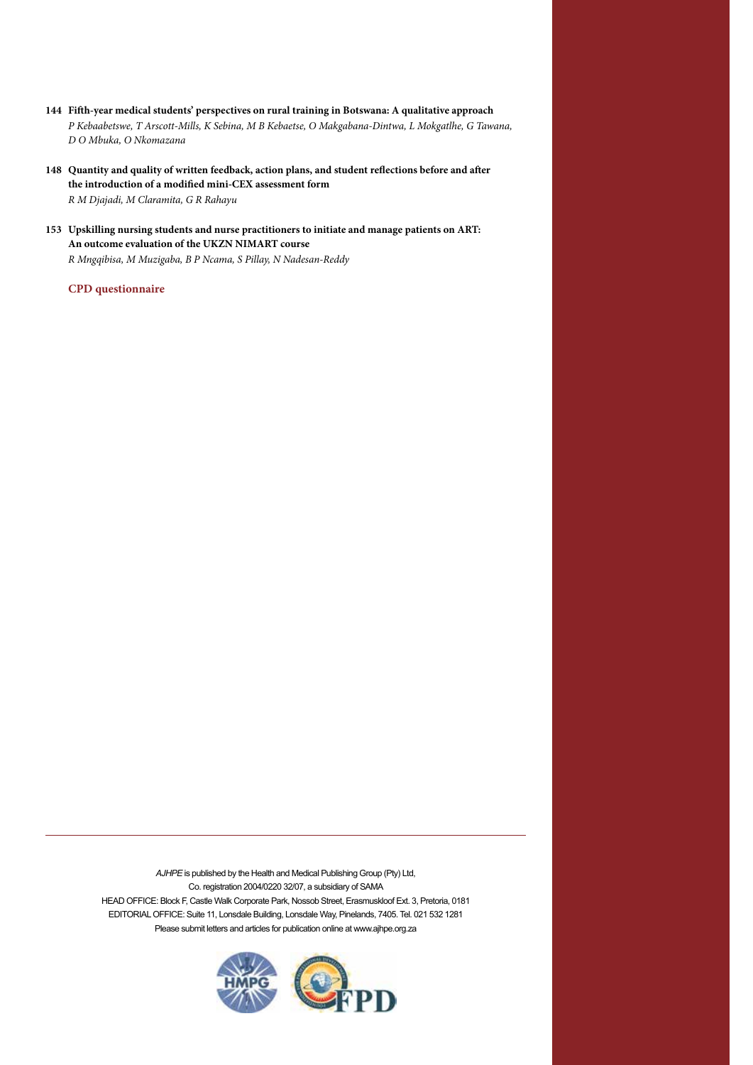**144 Fifth-year medical students' perspectives on rural training in Botswana: A qualitative approach**
*P Kebaabetswe, T Arscott-Mills, K Sebina, M B Kebaetse, O Makgabana-Dintwa, L Mokgatlhe, G Tawana, D O Mbuka, O Nkomazana*

**148 Quantity and quality of written feedback, action plans, and student reflections before and after the introduction of a modified mini-CEX assessment form**
*R M Djajadi, M Claramita, G R Rahayu*

**153 Upskilling nursing students and nurse practitioners to initiate and manage patients on ART: An outcome evaluation of the UKZN NIMART course**
*R Mngqibisa, M Muzigaba, B P Ncama, S Pillay, N Nadesan-Reddy*

**CPD questionnaire**

---

*AJHPE* is published by the Health and Medical Publishing Group (Pty) Ltd,
Co. registration 2004/0220 32/07, a subsidiary of SAMA
HEAD OFFICE: Block F, Castle Walk Corporate Park, Nossob Street, Erasmuskloof Ext. 3, Pretoria, 0181
EDITORIAL OFFICE: Suite 11, Lonsdale Building, Lonsdale Way, Pinelands, 7405. Tel. 021 532 1281
Please submit letters and articles for publication online at www.ajhpe.org.za

HMPG

FPD